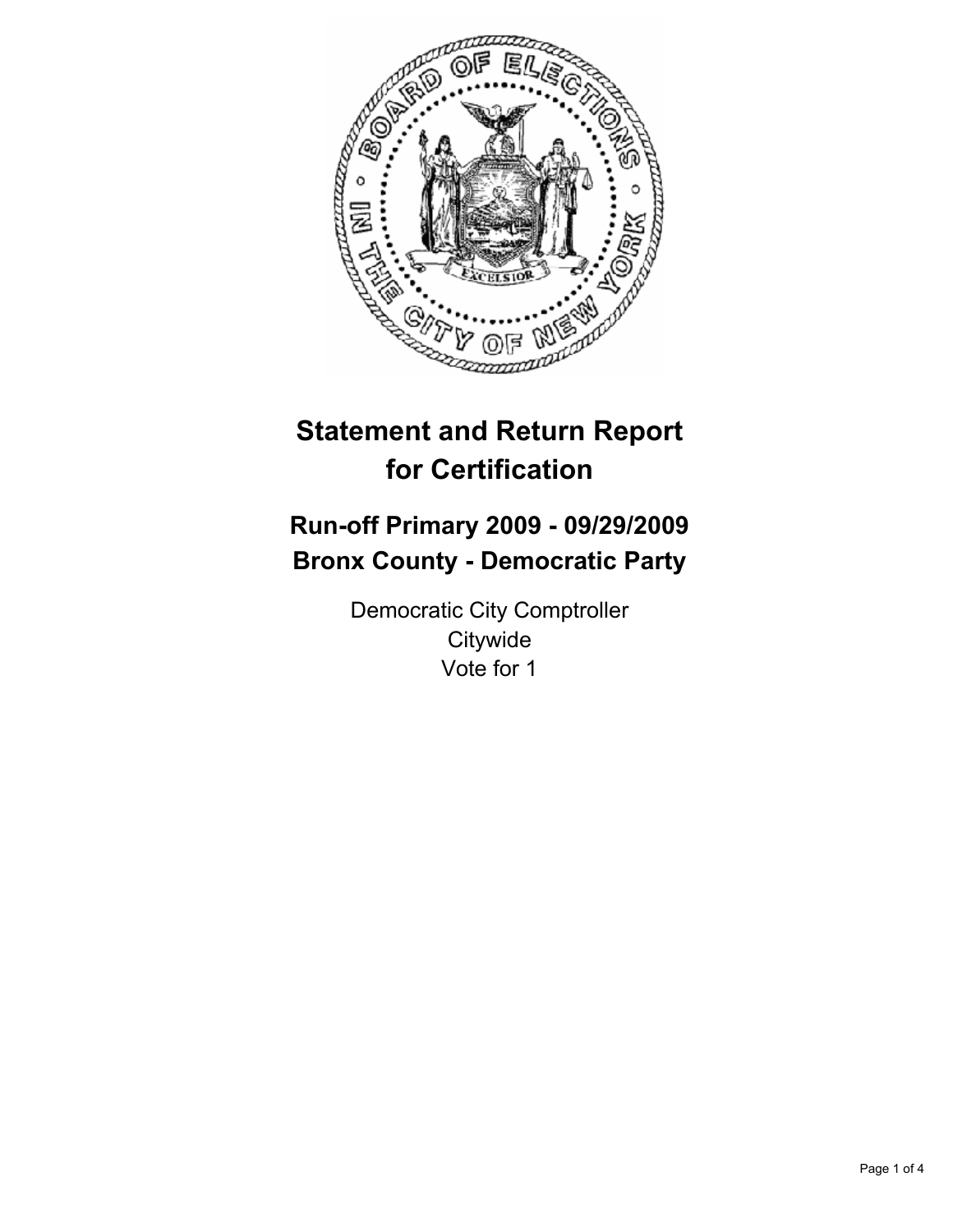# Statement and Return Report for Certification

## Run-off Primary 2009 - 09/29/2009
## Bronx County - Democratic Party

Democratic City Comptroller
Citywide
Vote for 1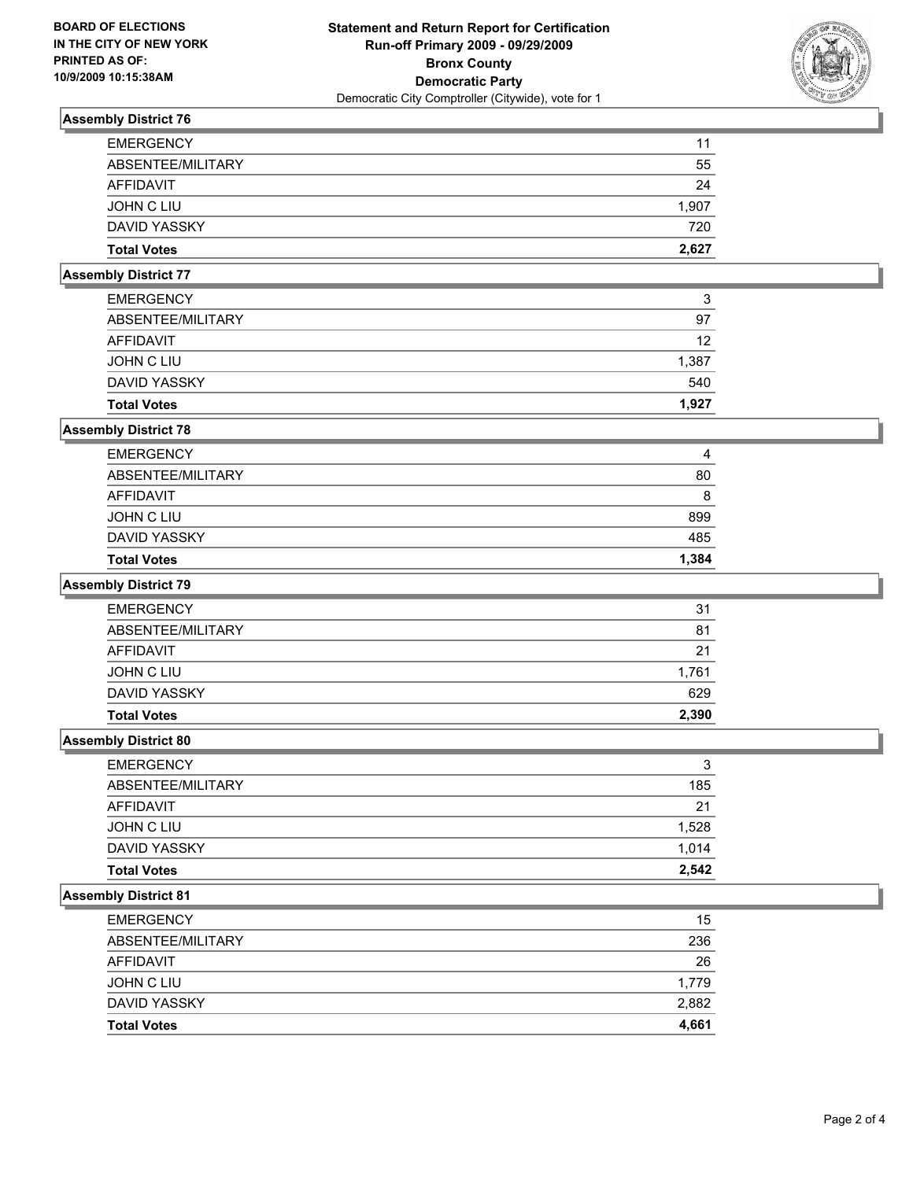**BOARD OF ELECTIONS IN THE CITY OF NEW YORK PRINTED AS OF: 10/9/2009 10:15:38AM**

**Statement and Return Report for Certification**
**Run-off Primary 2009 - 09/29/2009**
**Bronx County**
**Democratic Party**
Democratic City Comptroller (Citywide), vote for 1

### Assembly District 76

| | |
|---|---|
| EMERGENCY | 11 |
| ABSENTEE/MILITARY | 55 |
| AFFIDAVIT | 24 |
| JOHN C LIU | 1,907 |
| DAVID YASSKY | 720 |
| **Total Votes** | **2,627** |

### Assembly District 77

| | |
|---|---|
| EMERGENCY | 3 |
| ABSENTEE/MILITARY | 97 |
| AFFIDAVIT | 12 |
| JOHN C LIU | 1,387 |
| DAVID YASSKY | 540 |
| **Total Votes** | **1,927** |

### Assembly District 78

| | |
|---|---|
| EMERGENCY | 4 |
| ABSENTEE/MILITARY | 80 |
| AFFIDAVIT | 8 |
| JOHN C LIU | 899 |
| DAVID YASSKY | 485 |
| **Total Votes** | **1,384** |

### Assembly District 79

| | |
|---|---|
| EMERGENCY | 31 |
| ABSENTEE/MILITARY | 81 |
| AFFIDAVIT | 21 |
| JOHN C LIU | 1,761 |
| DAVID YASSKY | 629 |
| **Total Votes** | **2,390** |

### Assembly District 80

| | |
|---|---|
| EMERGENCY | 3 |
| ABSENTEE/MILITARY | 185 |
| AFFIDAVIT | 21 |
| JOHN C LIU | 1,528 |
| DAVID YASSKY | 1,014 |
| **Total Votes** | **2,542** |

### Assembly District 81

| | |
|---|---|
| EMERGENCY | 15 |
| ABSENTEE/MILITARY | 236 |
| AFFIDAVIT | 26 |
| JOHN C LIU | 1,779 |
| DAVID YASSKY | 2,882 |
| **Total Votes** | **4,661** |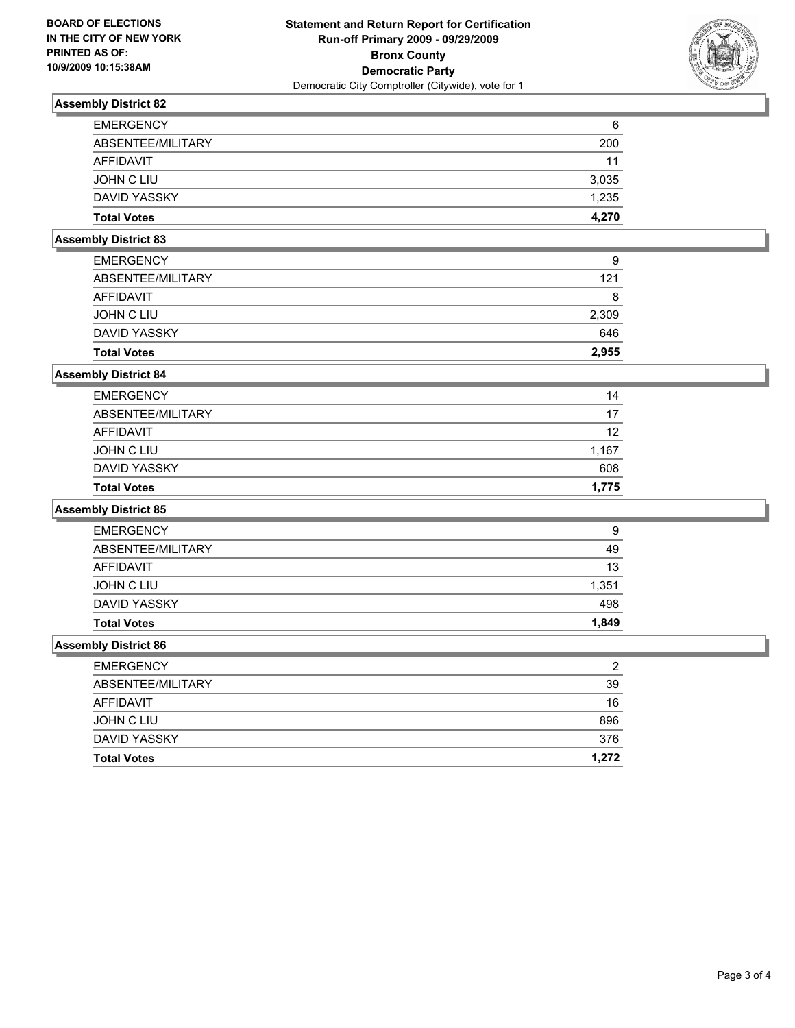**BOARD OF ELECTIONS IN THE CITY OF NEW YORK PRINTED AS OF: 10/9/2009 10:15:38AM**

**Statement and Return Report for Certification**
**Run-off Primary 2009 - 09/29/2009**
**Bronx County**
**Democratic Party**
Democratic City Comptroller (Citywide), vote for 1

### Assembly District 82

| | |
|---|---|
| EMERGENCY | 6 |
| ABSENTEE/MILITARY | 200 |
| AFFIDAVIT | 11 |
| JOHN C LIU | 3,035 |
| DAVID YASSKY | 1,235 |
| **Total Votes** | **4,270** |

### Assembly District 83

| | |
|---|---|
| EMERGENCY | 9 |
| ABSENTEE/MILITARY | 121 |
| AFFIDAVIT | 8 |
| JOHN C LIU | 2,309 |
| DAVID YASSKY | 646 |
| **Total Votes** | **2,955** |

### Assembly District 84

| | |
|---|---|
| EMERGENCY | 14 |
| ABSENTEE/MILITARY | 17 |
| AFFIDAVIT | 12 |
| JOHN C LIU | 1,167 |
| DAVID YASSKY | 608 |
| **Total Votes** | **1,775** |

### Assembly District 85

| | |
|---|---|
| EMERGENCY | 9 |
| ABSENTEE/MILITARY | 49 |
| AFFIDAVIT | 13 |
| JOHN C LIU | 1,351 |
| DAVID YASSKY | 498 |
| **Total Votes** | **1,849** |

### Assembly District 86

| | |
|---|---|
| EMERGENCY | 2 |
| ABSENTEE/MILITARY | 39 |
| AFFIDAVIT | 16 |
| JOHN C LIU | 896 |
| DAVID YASSKY | 376 |
| **Total Votes** | **1,272** |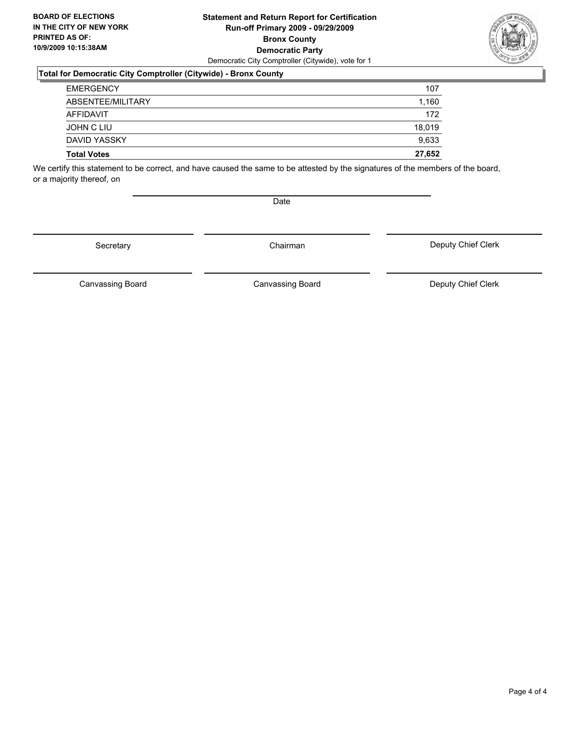**BOARD OF ELECTIONS IN THE CITY OF NEW YORK PRINTED AS OF: 10/9/2009 10:15:38AM**

**Statement and Return Report for Certification**
**Run-off Primary 2009 - 09/29/2009**
**Bronx County**
**Democratic Party**
Democratic City Comptroller (Citywide), vote for 1

### Total for Democratic City Comptroller (Citywide) - Bronx County

| | |
|---|---|
| EMERGENCY | 107 |
| ABSENTEE/MILITARY | 1,160 |
| AFFIDAVIT | 172 |
| JOHN C LIU | 18,019 |
| DAVID YASSKY | 9,633 |
| **Total Votes** | **27,652** |

We certify this statement to be correct, and have caused the same to be attested by the signatures of the members of the board, or a majority thereof, on

Date

Secretary | Chairman | Deputy Chief Clerk

Canvassing Board | Canvassing Board | Deputy Chief Clerk